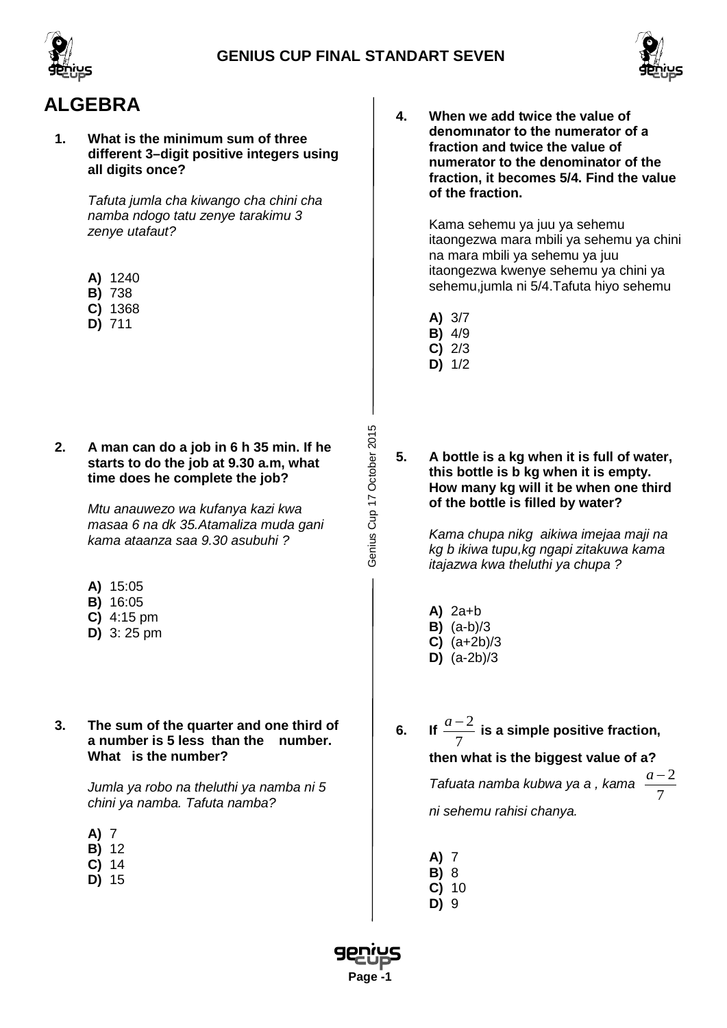## ALGEBRA

**1. What is the minimum sum of three different 3–digit positive integers using all digits once?**

*Tafuta jumla cha kiwango cha chini cha namba ndogo tatu zenye tarakimu 3 zenye utafaut?*

**A)** 1240
**B)** 738
**C)** 1368
**D)** 711

**2. A man can do a job in 6 h 35 min. If he starts to do the job at 9.30 a.m, what time does he complete the job?**

*Mtu anauwezo wa kufanya kazi kwa masaa 6 na dk 35.Atamaliza muda gani kama ataanza saa 9.30 asubuhi ?*

**A)** 15:05
**B)** 16:05
**C)** 4:15 pm
**D)** 3: 25 pm

**3. The sum of the quarter and one third of a number is 5 less than the number. What is the number?**

*Jumla ya robo na theluthi ya namba ni 5 chini ya namba. Tafuta namba?*

**A)** 7
**B)** 12
**C)** 14
**D)** 15

**4. When we add twice the value of denomınator to the numerator of a fraction and twice the value of numerator to the denominator of the fraction, it becomes 5/4. Find the value of the fraction.**

Kama sehemu ya juu ya sehemu itaongezwa mara mbili ya sehemu ya chini na mara mbili ya sehemu ya juu itaongezwa kwenye sehemu ya chini ya sehemu,jumla ni 5/4.Tafuta hiyo sehemu

**A)** 3/7
**B)** 4/9
**C)** 2/3
**D)** 1/2

**5. A bottle is a kg when it is full of water, this bottle is b kg when it is empty. How many kg will it be when one third of the bottle is filled by water?**

*Kama chupa nikg aikiwa imejaa maji na kg b ikiwa tupu,kg ngapi zitakuwa kama itajazwa kwa theluthi ya chupa ?*

**A)** 2a+b
**B)** (a-b)/3
**C)** (a+2b)/3
**D)** (a-2b)/3

**6. If $\frac{a-2}{7}$ is a simple positive fraction, then what is the biggest value of a?**

*Tafuata namba kubwa ya a , kama $\frac{a-2}{7}$ ni sehemu rahisi chanya.*

**A)** 7
**B)** 8
**C)** 10
**D)** 9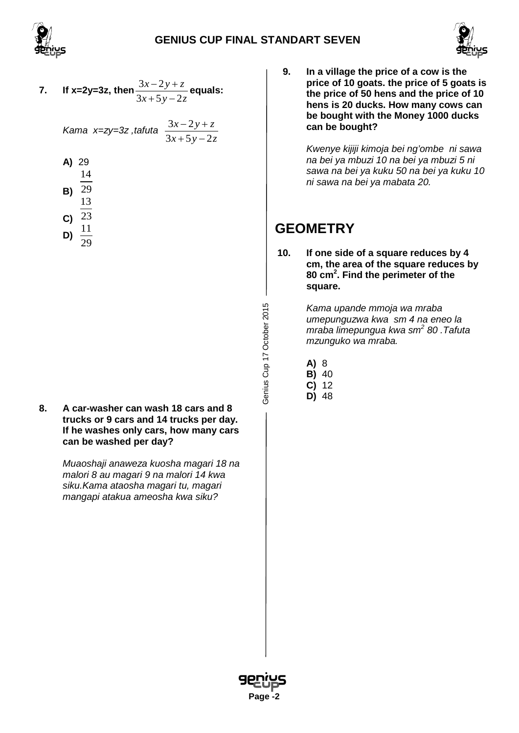**7. If x=2y=3z, then $\frac{3x-2y+z}{3x+5y-2z}$ equals:**

*Kama x=zy=3z ,tafuta* $\frac{3x-2y+z}{3x+5y-2z}$

**A)** 29

**B)** $\frac{14}{29}$

**C)** $\frac{13}{23}$

**D)** $\frac{11}{29}$

**8. A car-washer can wash 18 cars and 8 trucks or 9 cars and 14 trucks per day. If he washes only cars, how many cars can be washed per day?**

*Muaoshaji anaweza kuosha magari 18 na malori 8 au magari 9 na malori 14 kwa siku.Kama ataosha magari tu, magari mangapi atakua ameosha kwa siku?*

**9. In a village the price of a cow is the price of 10 goats. the price of 5 goats is the price of 50 hens and the price of 10 hens is 20 ducks. How many cows can be bought with the Money 1000 ducks can be bought?**

*Kwenye kijiji kimoja bei ng'ombe ni sawa na bei ya mbuzi 10 na bei ya mbuzi 5 ni sawa na bei ya kuku 50 na bei ya kuku 10 ni sawa na bei ya mabata 20.*

## GEOMETRY

**10. If one side of a square reduces by 4 cm, the area of the square reduces by 80 cm$^2$. Find the perimeter of the square.**

*Kama upande mmoja wa mraba umepunguzwa kwa sm 4 na eneo la mraba limepungua kwa sm$^2$ 80 .Tafuta mzunguko wa mraba.*

**A)** 8

**B)** 40

**C)** 12

**D)** 48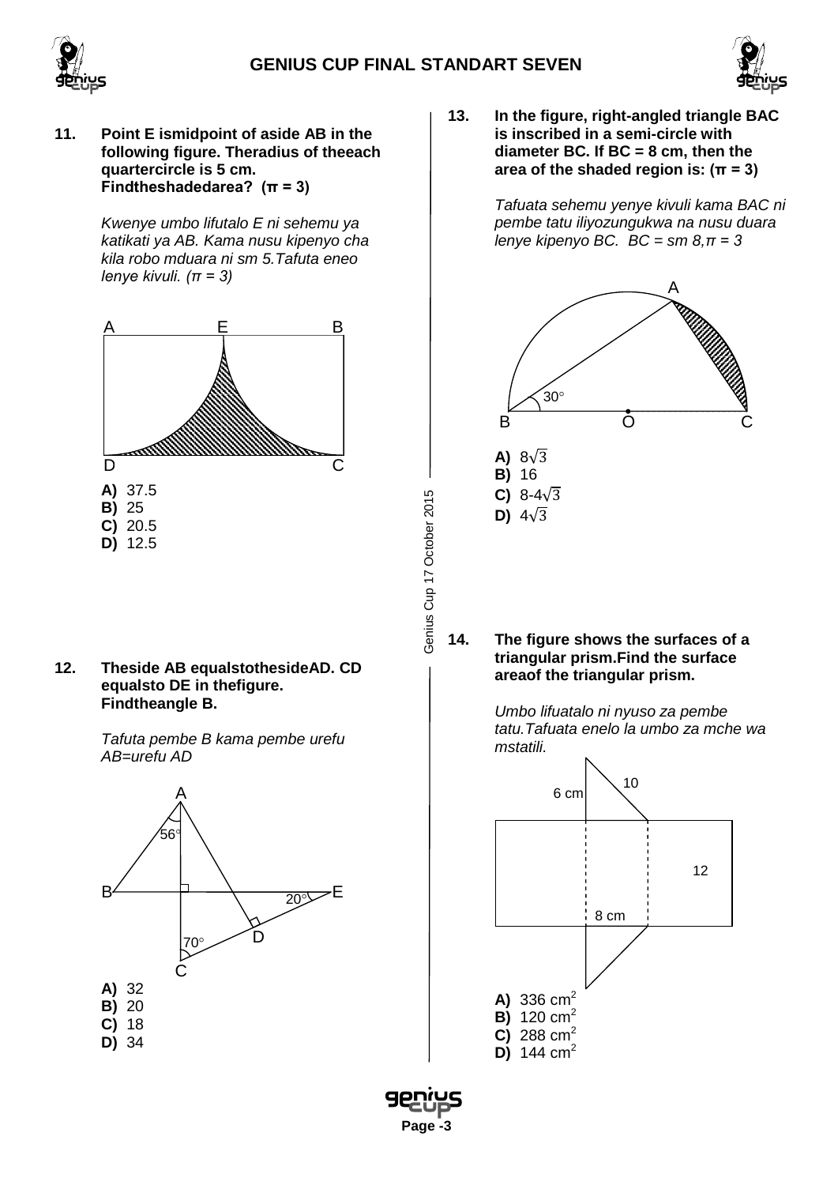**11. Point E ismidpoint of aside AB in the following figure. Theradius of theeach quartercircle is 5 cm. Findtheshadedarea? (π = 3)**

*Kwenye umbo lifutalo E ni sehemu ya katikati ya AB. Kama nusu kipenyo cha kila robo mduara ni sm 5.Tafuta eneo lenye kivuli. (π = 3)*

A E B

D C

**A)** 37.5
**B)** 25
**C)** 20.5
**D)** 12.5

**12. Theside AB equalstothesideAD. CD equalsto DE in thefigure. Findtheangle B.**

*Tafuta pembe B kama pembe urefu AB=urefu AD*

A, 56°, B, E, 20°, D, 70°, C

**A)** 32
**B)** 20
**C)** 18
**D)** 34

**13. In the figure, right-angled triangle BAC is inscribed in a semi-circle with diameter BC. If BC = 8 cm, then the area of the shaded region is: (π = 3)**

*Tafuata sehemu yenye kivuli kama BAC ni pembe tatu iliyozungukwa na nusu duara lenye kipenyo BC. BC = sm 8,π = 3*

A, 30°, B, O, C

**A)** $8\sqrt{3}$
**B)** 16
**C)** $8-4\sqrt{3}$
**D)** $4\sqrt{3}$

**14. The figure shows the surfaces of a triangular prism.Find the surface areaof the triangular prism.**

*Umbo lifuatalo ni nyuso za pembe tatu.Tafuata enelo la umbo za mche wa mstatili.*

6 cm, 10, 12, 8 cm

**A)** 336 $cm^2$
**B)** 120 $cm^2$
**C)** 288 $cm^2$
**D)** 144 $cm^2$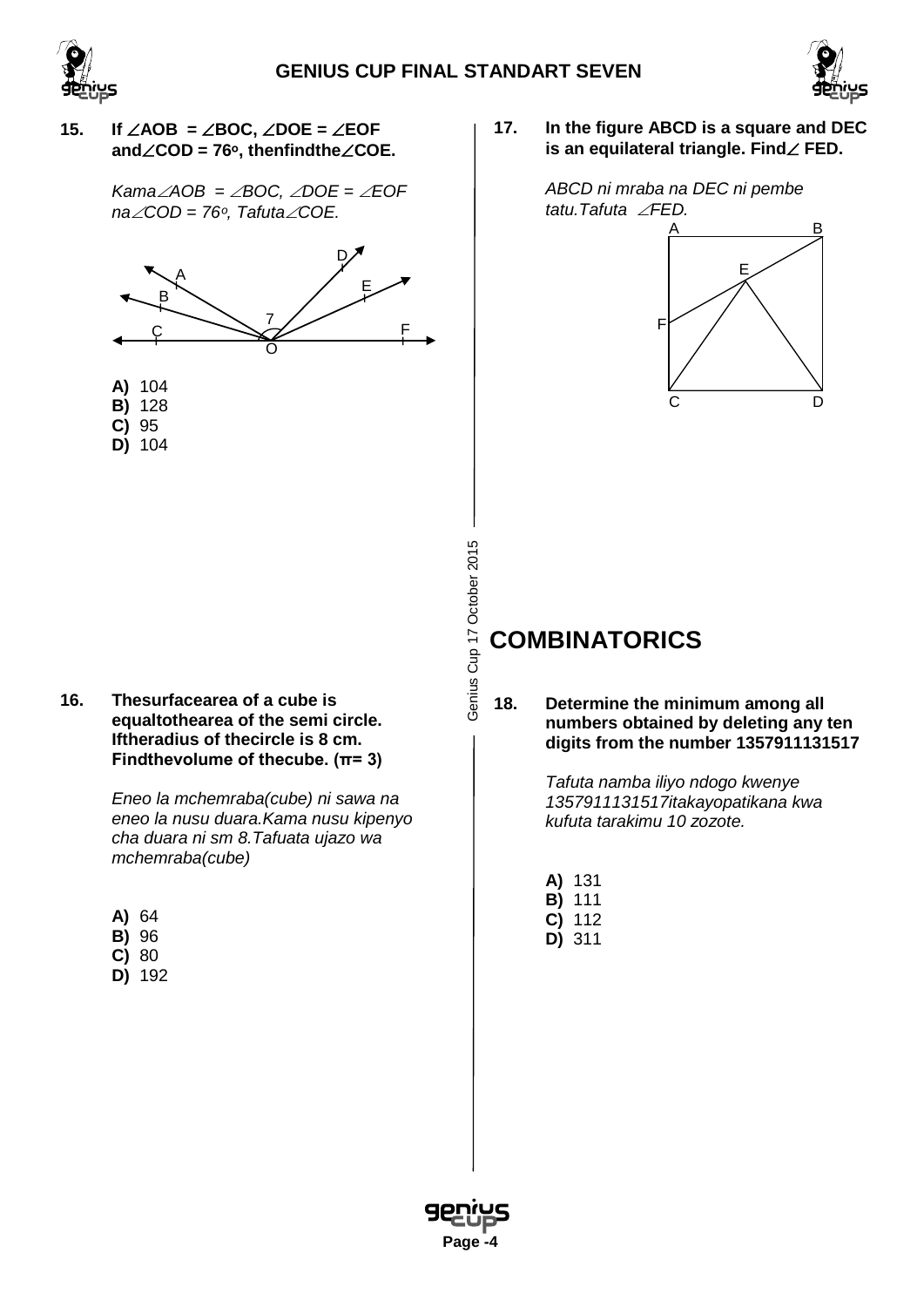**15. If $\angle AOB = \angle BOC$, $\angle DOE = \angle EOF$ and $\angle COD = 76^o$, then find the $\angle COE$.**

*Kama $\angle AOB = \angle BOC$, $\angle DOE = \angle EOF$ na $\angle COD = 76^o$, Tafuta $\angle COE$.*

**A)** 104
**B)** 128
**C)** 95
**D)** 104

**16. The surface area of a cube is equal to the area of the semi circle. If the radius of the circle is 8 cm. Find the volume of the cube. ($\pi = 3$)**

*Eneo la mchemraba(cube) ni sawa na eneo la nusu duara.Kama nusu kipenyo cha duara ni sm 8.Tafuata ujazo wa mchemraba(cube)*

**A)** 64
**B)** 96
**C)** 80
**D)** 192

**17. In the figure ABCD is a square and DEC is an equilateral triangle. Find $\angle$ FED.**

*ABCD ni mraba na DEC ni pembe tatu.Tafuta $\angle FED$.*

# COMBINATORICS

**18. Determine the minimum among all numbers obtained by deleting any ten digits from the number 1357911131517**

*Tafuta namba iliyo ndogo kwenye 1357911131517itakayopatikana kwa kufuta tarakimu 10 zozote.*

**A)** 131
**B)** 111
**C)** 112
**D)** 311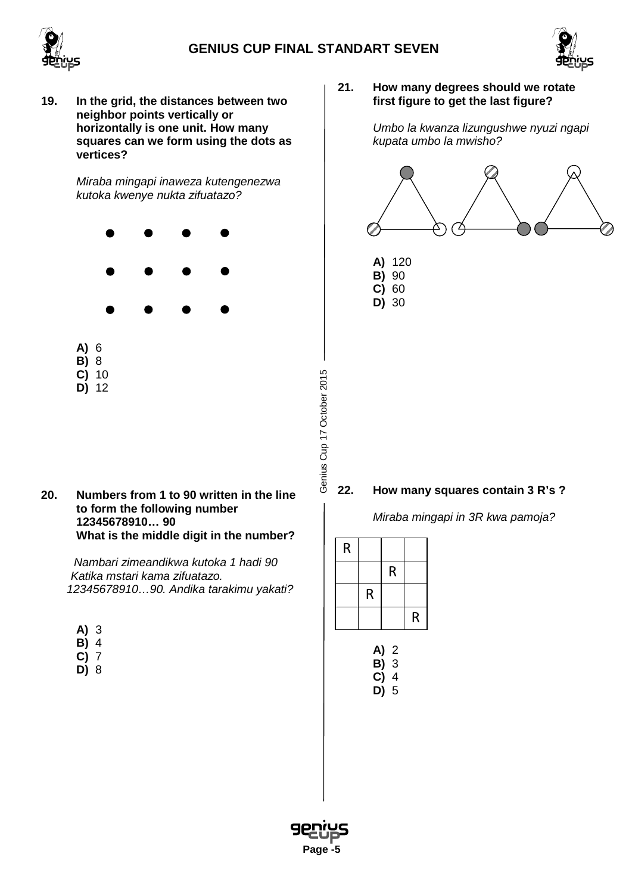**19.** **In the grid, the distances between two neighbor points vertically or horizontally is one unit. How many squares can we form using the dots as vertices?**

*Miraba mingapi inaweza kutengenezwa kutoka kwenye nukta zifuatazo?*

- **A)** 6
- **B)** 8
- **C)** 10
- **D)** 12

**20.** **Numbers from 1 to 90 written in the line to form the following number 12345678910… 90**
**What is the middle digit in the number?**

*Nambari zimeandikwa kutoka 1 hadi 90 Katika mstari kama zifuatazo. 12345678910…90. Andika tarakimu yakati?*

- **A)** 3
- **B)** 4
- **C)** 7
- **D)** 8

**21.** **How many degrees should we rotate first figure to get the last figure?**

*Umbo la kwanza lizungushwe nyuzi ngapi kupata umbo la mwisho?*

- **A)** 120
- **B)** 90
- **C)** 60
- **D)** 30

**22.** **How many squares contain 3 R's ?**

*Miraba mingapi in 3R kwa pamoja?*

| R | | | |
|---|---|---|---|
| | | R | |
| | R | | |
| | | | R |

- **A)** 2
- **B)** 3
- **C)** 4
- **D)** 5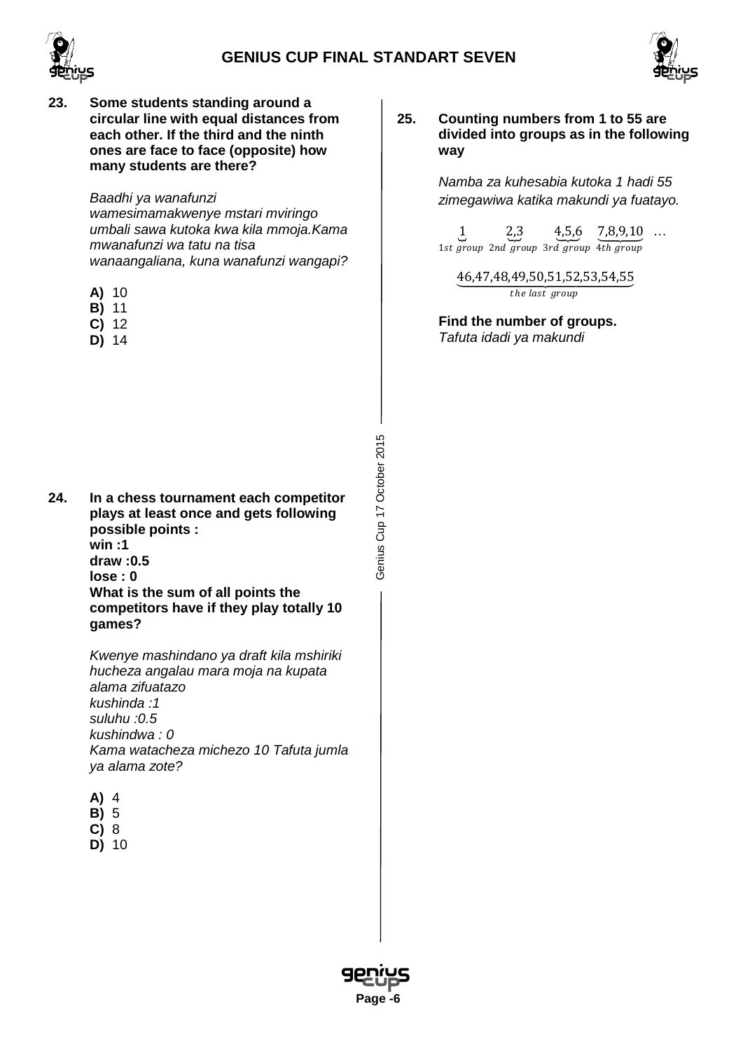**23. Some students standing around a circular line with equal distances from each other. If the third and the ninth ones are face to face (opposite) how many students are there?**

*Baadhi ya wanafunzi wamesimamakwenye mstari mviringo umbali sawa kutoka kwa kila mmoja.Kama mwanafunzi wa tatu na tisa wanaangaliana, kuna wanafunzi wangapi?*

**A)** 10
**B)** 11
**C)** 12
**D)** 14

**24. In a chess tournament each competitor plays at least once and gets following possible points :**
**win :1**
**draw :0.5**
**lose : 0**
**What is the sum of all points the competitors have if they play totally 10 games?**

*Kwenye mashindano ya draft kila mshiriki hucheza angalau mara moja na kupata alama zifuatazo*
*kushinda :1*
*suluhu :0.5*
*kushindwa : 0*
*Kama watacheza michezo 10 Tafuta jumla ya alama zote?*

**A)** 4
**B)** 5
**C)** 8
**D)** 10

**25. Counting numbers from 1 to 55 are divided into groups as in the following way**

*Namba za kuhesabia kutoka 1 hadi 55 zimegawiwa katika makundi ya fuatayo.*

$$\underbrace{1}_{1st\ group}\ \ \underbrace{2,3}_{2nd\ group}\ \ \underbrace{4,5,6}_{3rd\ group}\ \ \underbrace{7,8,9,10}_{4th\ group}\ \ldots$$

$$\underbrace{46,47,48,49,50,51,52,53,54,55}_{the\ last\ group}$$

**Find the number of groups.**
*Tafuta idadi ya makundi*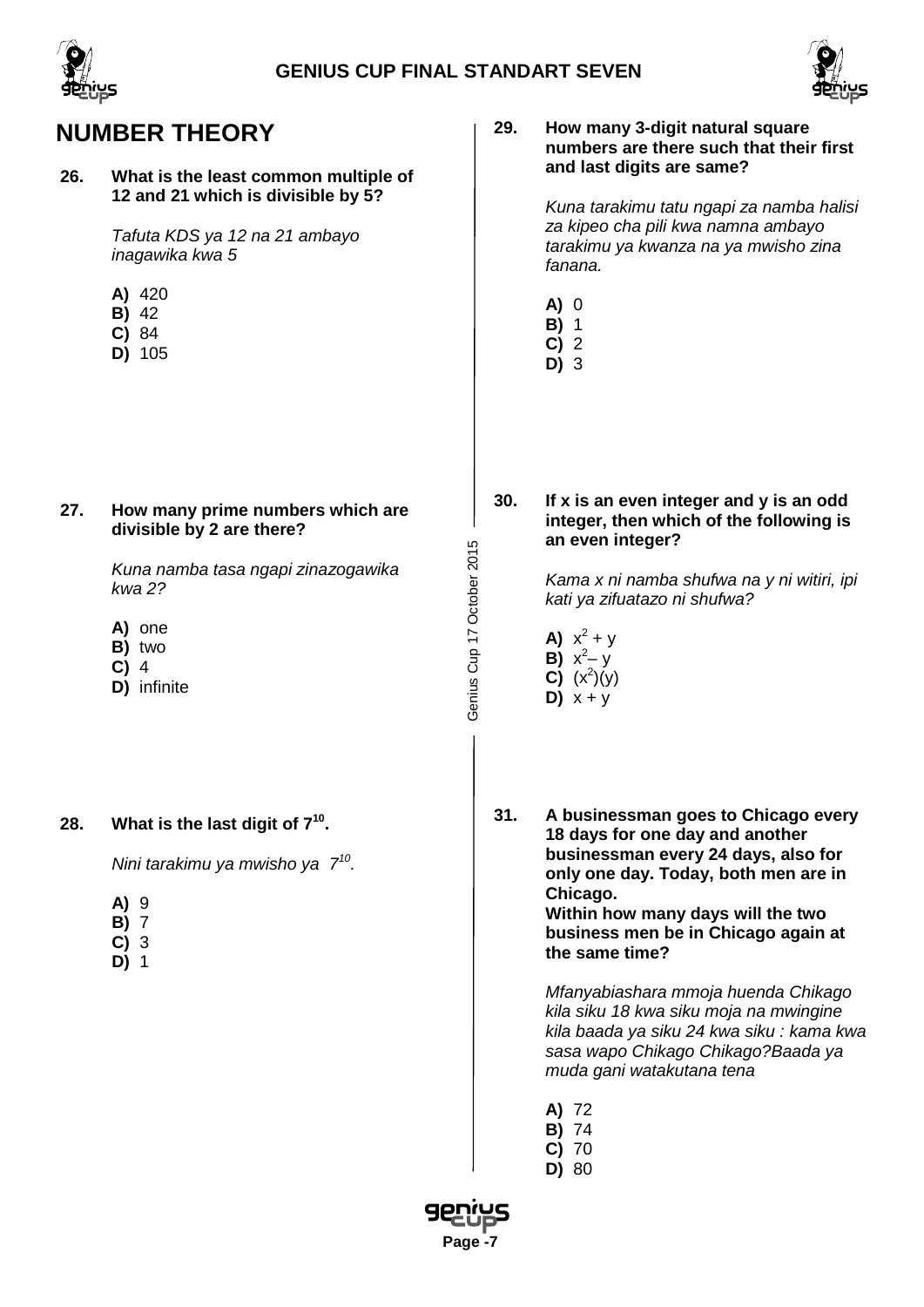## NUMBER THEORY

**26. What is the least common multiple of 12 and 21 which is divisible by 5?**

*Tafuta KDS ya 12 na 21 ambayo inagawika kwa 5*

**A)** 420
**B)** 42
**C)** 84
**D)** 105

**27. How many prime numbers which are divisible by 2 are there?**

*Kuna namba tasa ngapi zinazogawika kwa 2?*

**A)** one
**B)** two
**C)** 4
**D)** infinite

**28. What is the last digit of $7^{10}$.**

*Nini tarakimu ya mwisho ya $7^{10}$.*

**A)** 9
**B)** 7
**C)** 3
**D)** 1

**29. How many 3-digit natural square numbers are there such that their first and last digits are same?**

*Kuna tarakimu tatu ngapi za namba halisi za kipeo cha pili kwa namna ambayo tarakimu ya kwanza na ya mwisho zina fanana.*

**A)** 0
**B)** 1
**C)** 2
**D)** 3

**30. If x is an even integer and y is an odd integer, then which of the following is an even integer?**

*Kama x ni namba shufwa na y ni witiri, ipi kati ya zifuatazo ni shufwa?*

**A)** $x^2 + y$
**B)** $x^2 - y$
**C)** $(x^2)(y)$
**D)** $x + y$

**31. A businessman goes to Chicago every 18 days for one day and another businessman every 24 days, also for only one day. Today, both men are in Chicago.**
**Within how many days will the two business men be in Chicago again at the same time?**

*Mfanyabiashara mmoja huenda Chikago kila siku 18 kwa siku moja na mwingine kila baada ya siku 24 kwa siku : kama kwa sasa wapo Chikago Chikago?Baada ya muda gani watakutana tena*

**A)** 72
**B)** 74
**C)** 70
**D)** 80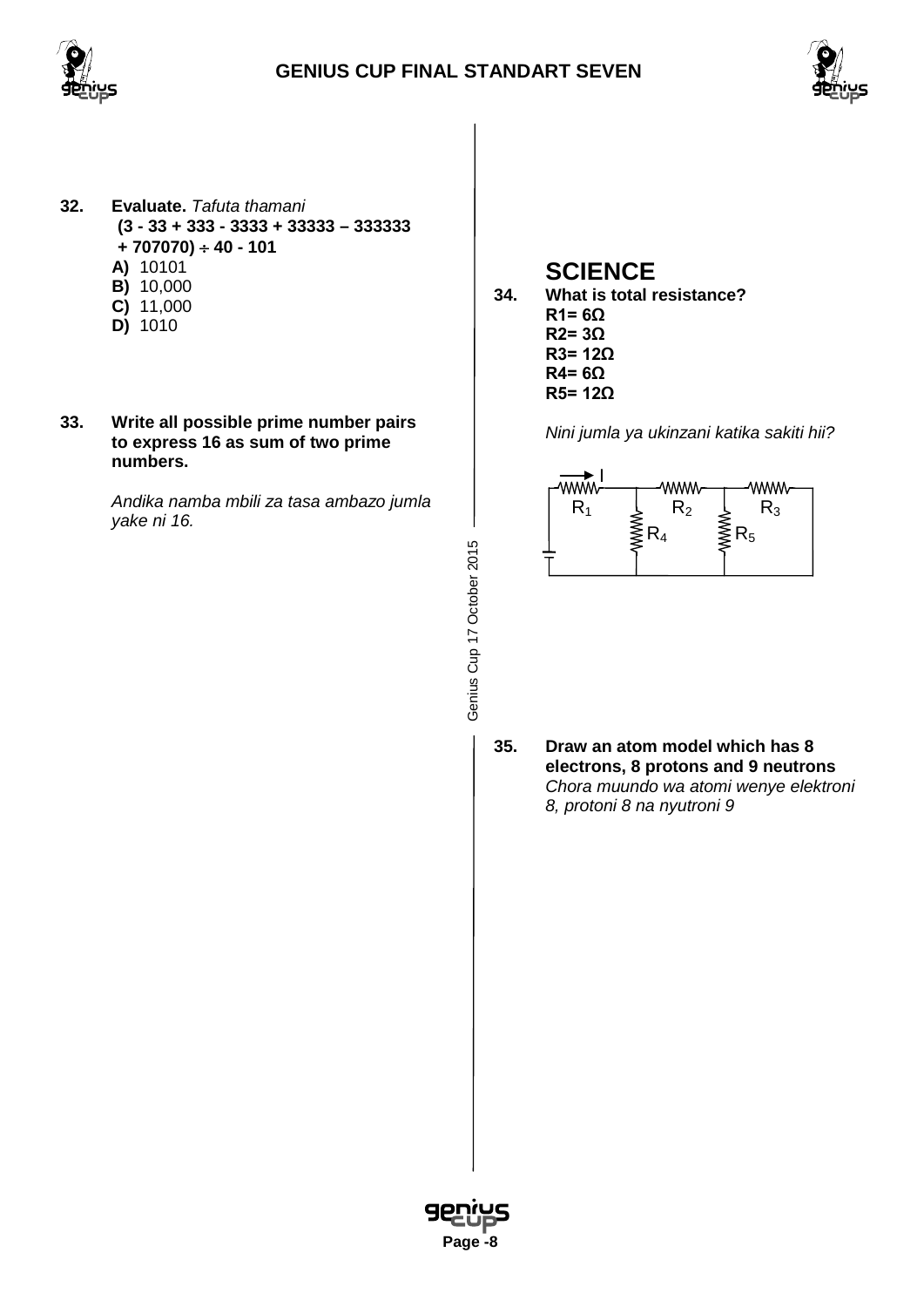**32.** **Evaluate.** *Tafuta thamani*

**(3 - 33 + 333 - 3333 + 33333 – 333333 + 707070) ÷ 40 - 101**

**A)** 10101
**B)** 10,000
**C)** 11,000
**D)** 1010

**33.** **Write all possible prime number pairs to express 16 as sum of two prime numbers.**

*Andika namba mbili za tasa ambazo jumla yake ni 16.*

Genius Cup 17 October 2015

# SCIENCE

**34.** **What is total resistance?**
**R1= 6Ω**
**R2= 3Ω**
**R3= 12Ω**
**R4= 6Ω**
**R5= 12Ω**

*Nini jumla ya ukinzani katika sakiti hii?*

I, $R_1$, $R_2$, $R_3$, $R_4$, $R_5$

**35.** **Draw an atom model which has 8 electrons, 8 protons and 9 neutrons**
*Chora muundo wa atomi wenye elektroni 8, protoni 8 na nyutroni 9*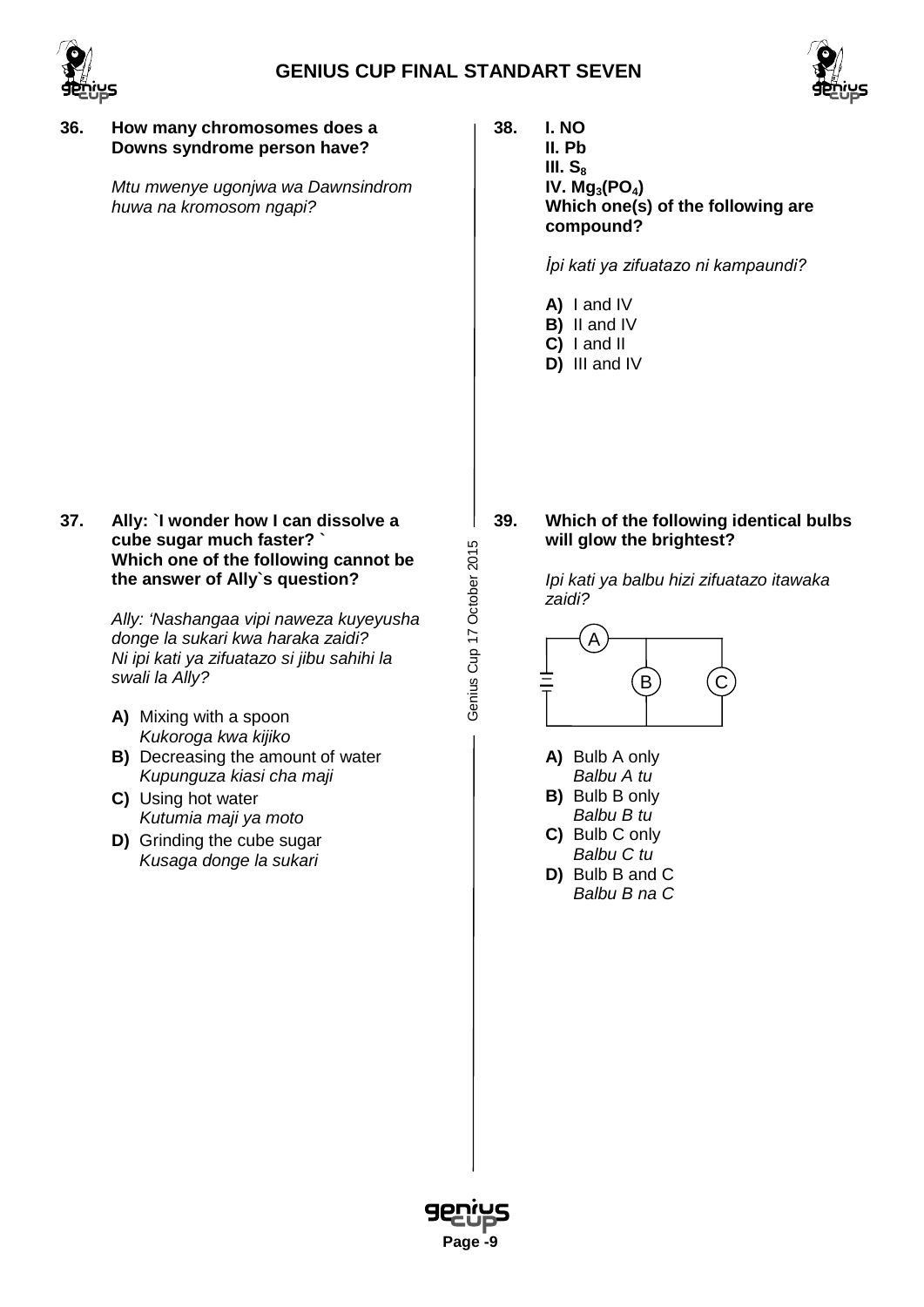**36. How many chromosomes does a Downs syndrome person have?**

*Mtu mwenye ugonjwa wa Dawnsindrom huwa na kromosom ngapi?*

**37. Ally: `I wonder how I can dissolve a cube sugar much faster? ` Which one of the following cannot be the answer of Ally`s question?**

*Ally: 'Nashangaa vipi naweza kuyeyusha donge la sukari kwa haraka zaidi? Ni ipi kati ya zifuatazo si jibu sahihi la swali la Ally?*

**A)** Mixing with a spoon
*Kukoroga kwa kijiko*

**B)** Decreasing the amount of water
*Kupunguza kiasi cha maji*

**C)** Using hot water
*Kutumia maji ya moto*

**D)** Grinding the cube sugar
*Kusaga donge la sukari*

**38. I. NO**
**II. Pb**
**III. $S_8$**
**IV. $Mg_3(PO_4)$**
**Which one(s) of the following are compound?**

*İpi kati ya zifuatazo ni kampaundi?*

**A)** I and IV
**B)** II and IV
**C)** I and II
**D)** III and IV

**39. Which of the following identical bulbs will glow the brightest?**

*Ipi kati ya balbu hizi zifuatazo itawaka zaidi?*

A
B
C

**A)** Bulb A only
*Balbu A tu*

**B)** Bulb B only
*Balbu B tu*

**C)** Bulb C only
*Balbu C tu*

**D)** Bulb B and C
*Balbu B na C*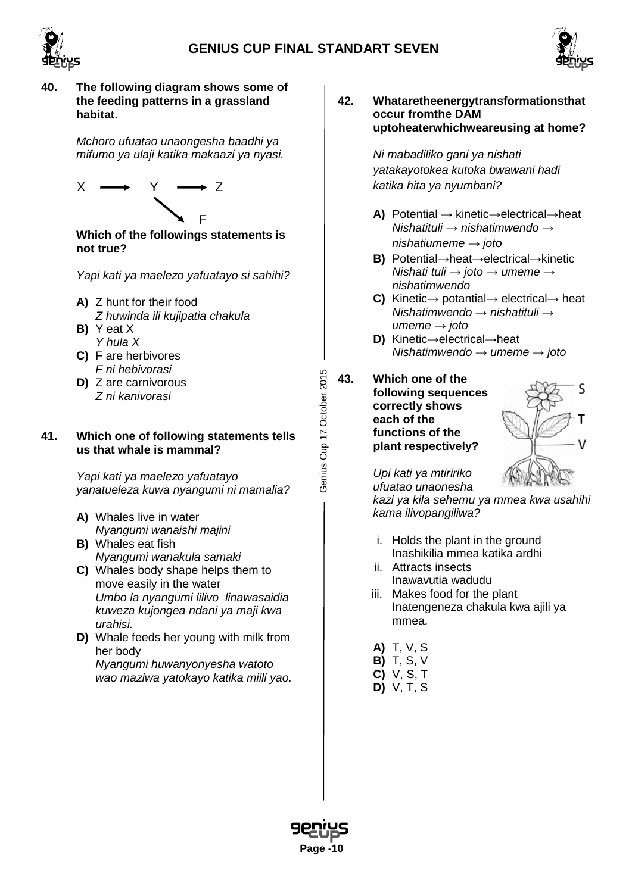**40. The following diagram shows some of the feeding patterns in a grassland habitat.**

*Mchoro ufuatao unaongesha baadhi ya mifumo ya ulaji katika makaazi ya nyasi.*

X → Y → Z
Y → F

**Which of the followings statements is not true?**

*Yapi kati ya maelezo yafuatayo si sahihi?*

**A)** Z hunt for their food
*Z huwinda ili kujipatia chakula*
**B)** Y eat X
*Y hula X*
**C)** F are herbivores
*F ni hebivorasi*
**D)** Z are carnivorous
*Z ni kanivorasi*

**41. Which one of following statements tells us that whale is mammal?**

*Yapi kati ya maelezo yafuatayo yanatueleza kuwa nyangumi ni mamalia?*

**A)** Whales live in water
*Nyangumi wanaishi majini*
**B)** Whales eat fish
*Nyangumi wanakula samaki*
**C)** Whales body shape helps them to move easily in the water
*Umbo la nyangumi lilivo linawasaidia kuweza kujongea ndani ya maji kwa urahisi.*
**D)** Whale feeds her young with milk from her body
*Nyangumi huwanyonyesha watoto wao maziwa yatokayo katika miili yao.*

**42. Whataretheenergytransformationsthat occur fromthe DAM uptoheaterwhichweareusing at home?**

*Ni mabadiliko gani ya nishati yatakayotokea kutoka bwawani hadi katika hita ya nyumbani?*

**A)** Potential → kinetic→electrical→heat
*Nishatituli → nishatimwendo → nishatiumeme → joto*
**B)** Potential→heat→electrical→kinetic
*Nishati tuli → joto → umeme → nishatimwendo*
**C)** Kinetic→ potantial→ electrical→ heat
*Nishatimwendo → nishatituli → umeme → joto*
**D)** Kinetic→electrical→heat
*Nishatimwendo → umeme → joto*

**43. Which one of the following sequences correctly shows each of the functions of the plant respectively?**

(Diagram of a plant labelled S (flower), T (leaves/stem), V (roots))

*Upi kati ya mtiririko ufuatao unaonesha kazi ya kila sehemu ya mmea kwa usahihi kama ilivopangiliwa?*

i. Holds the plant in the ground
Inashikilia mmea katika ardhi
ii. Attracts insects
Inawavutia wadudu
iii. Makes food for the plant
Inatengeneza chakula kwa ajili ya mmea.

**A)** T, V, S
**B)** T, S, V
**C)** V, S, T
**D)** V, T, S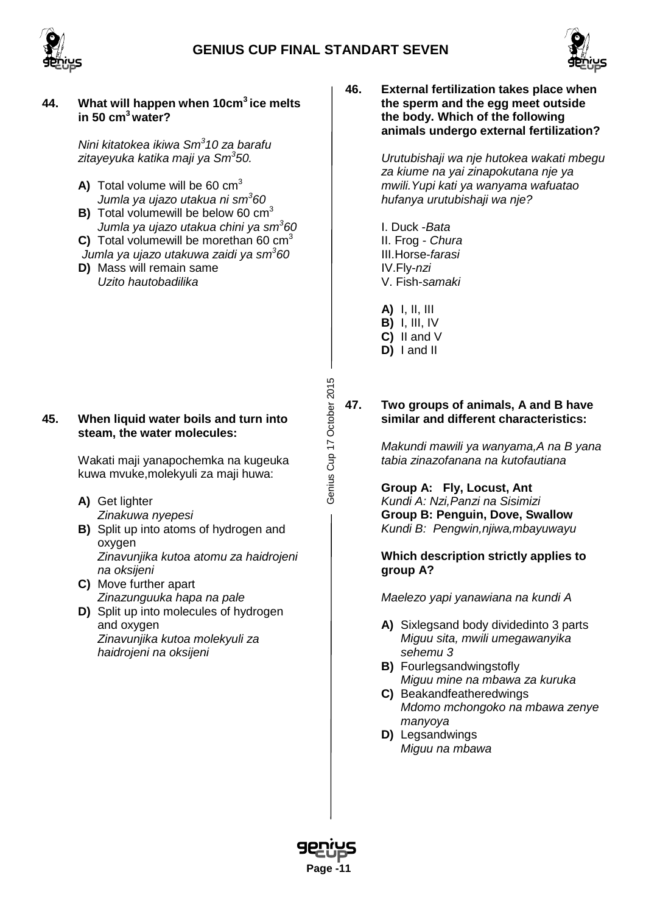**44. What will happen when 10cm$^3$ ice melts in 50 cm$^3$ water?**

*Nini kitatokea ikiwa Sm$^3$10 za barafu zitayeyuka katika maji ya Sm$^3$50.*

**A)** Total volume will be 60 cm$^3$
*Jumla ya ujazo utakua ni sm$^3$60*
**B)** Total volumewill be below 60 cm$^3$
*Jumla ya ujazo utakua chini ya sm$^3$60*
**C)** Total volumewill be morethan 60 cm$^3$
*Jumla ya ujazo utakuwa zaidi ya sm$^3$60*
**D)** Mass will remain same
*Uzito hautobadilika*

**45. When liquid water boils and turn into steam, the water molecules:**

Wakati maji yanapochemka na kugeuka kuwa mvuke,molekyuli za maji huwa:

**A)** Get lighter
*Zinakuwa nyepesi*
**B)** Split up into atoms of hydrogen and oxygen
*Zinavunjika kutoa atomu za haidrojeni na oksijeni*
**C)** Move further apart
*Zinazunguuka hapa na pale*
**D)** Split up into molecules of hydrogen and oxygen
*Zinavunjika kutoa molekyuli za haidrojeni na oksijeni*

**46. External fertilization takes place when the sperm and the egg meet outside the body. Which of the following animals undergo external fertilization?**

*Urutubishaji wa nje hutokea wakati mbegu za kiume na yai zinapokutana nje ya mwili.Yupi kati ya wanyama wafuatao hufanya urutubishaji wa nje?*

I. Duck -*Bata*
II. Frog - *Chura*
III.Horse-*farasi*
IV.Fly-*nzi*
V. Fish-*samaki*

**A)** I, II, III
**B)** I, III, IV
**C)** II and V
**D)** I and II

**47. Two groups of animals, A and B have similar and different characteristics:**

*Makundi mawili ya wanyama,A na B yana tabia zinazofanana na kutofautiana*

**Group A: Fly, Locust, Ant**
*Kundi A: Nzi,Panzi na Sisimizi*
**Group B: Penguin, Dove, Swallow**
*Kundi B: Pengwin,njiwa,mbayuwayu*

**Which description strictly applies to group A?**

*Maelezo yapi yanawiana na kundi A*

**A)** Sixlegsand body dividedinto 3 parts
*Miguu sita, mwili umegawanyika sehemu 3*
**B)** Fourlegsandwingstofly
*Miguu mine na mbawa za kuruka*
**C)** Beakandfeatheredwings
*Mdomo mchongoko na mbawa zenye manyoya*
**D)** Legsandwings
*Miguu na mbawa*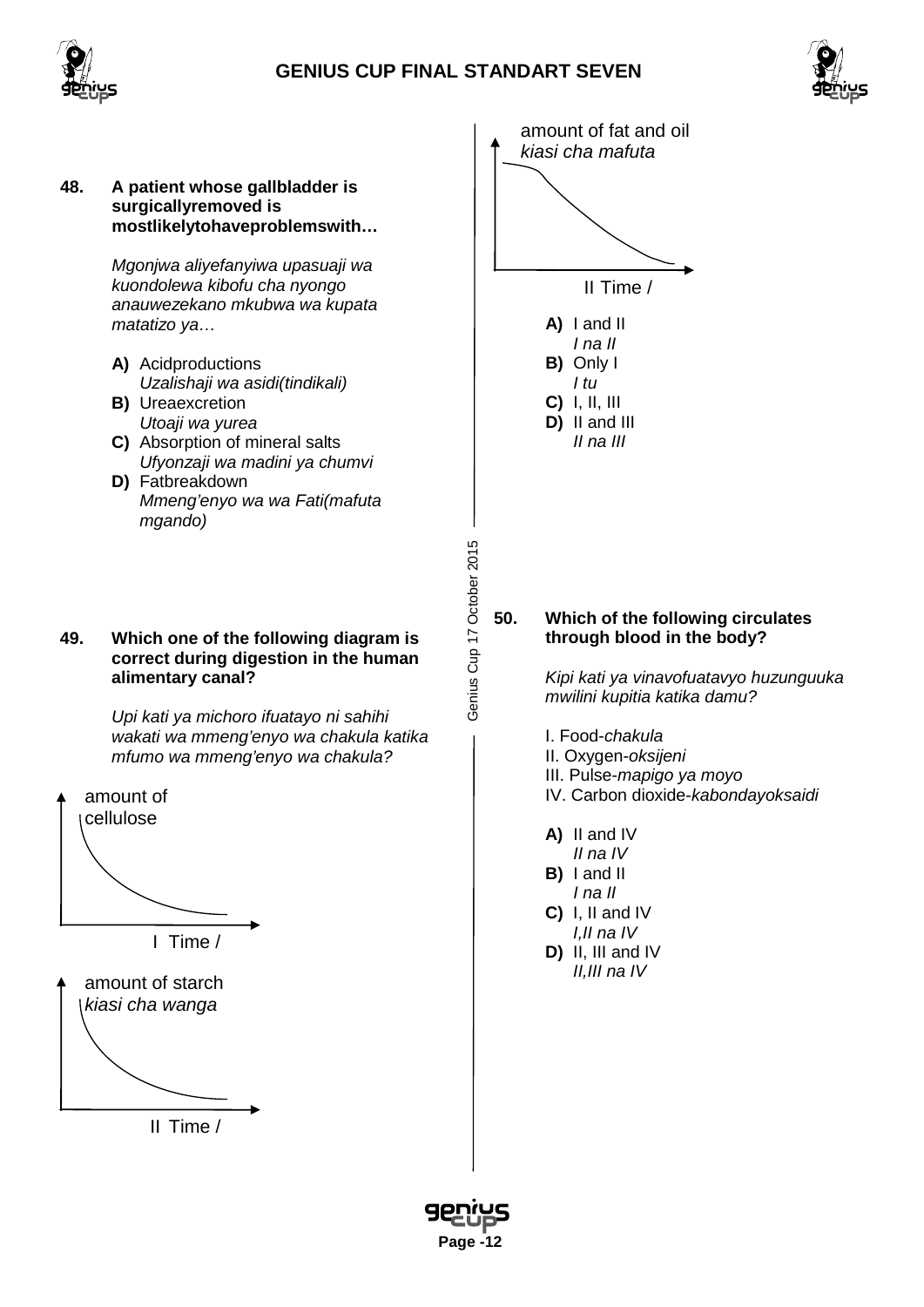**48. A patient whose gallbladder is surgicallyremoved is mostlikelytohaveproblemswith…**

*Mgonjwa aliyefanyiwa upasuaji wa kuondolewa kibofu cha nyongo anauwezekano mkubwa wa kupata matatizo ya…*

**A)** Acidproductions
*Uzalishaji wa asidi(tindikali)*
**B)** Ureaexcretion
*Utoaji wa yurea*
**C)** Absorption of mineral salts
*Ufyonzaji wa madini ya chumvi*
**D)** Fatbreakdown
*Mmeng'enyo wa wa Fati(mafuta mgando)*

**49. Which one of the following diagram is correct during digestion in the human alimentary canal?**

*Upi kati ya michoro ifuatayo ni sahihi wakati wa mmeng'enyo wa chakula katika mfumo wa mmeng'enyo wa chakula?*

amount of cellulose

I Time /

amount of starch
*kiasi cha wanga*

II Time /

amount of fat and oil
*kiasi cha mafuta*

II Time /

**A)** I and II
*I na II*
**B)** Only I
*I tu*
**C)** I, II, III
**D)** II and III
*II na III*

**50. Which of the following circulates through blood in the body?**

*Kipi kati ya vinavofuatavyo huzunguuka mwilini kupitia katika damu?*

I. Food-*chakula*
II. Oxygen-*oksijeni*
III. Pulse-*mapigo ya moyo*
IV. Carbon dioxide-*kabondayoksaidi*

**A)** II and IV
*II na IV*
**B)** I and II
*I na II*
**C)** I, II and IV
*I,II na IV*
**D)** II, III and IV
*II,III na IV*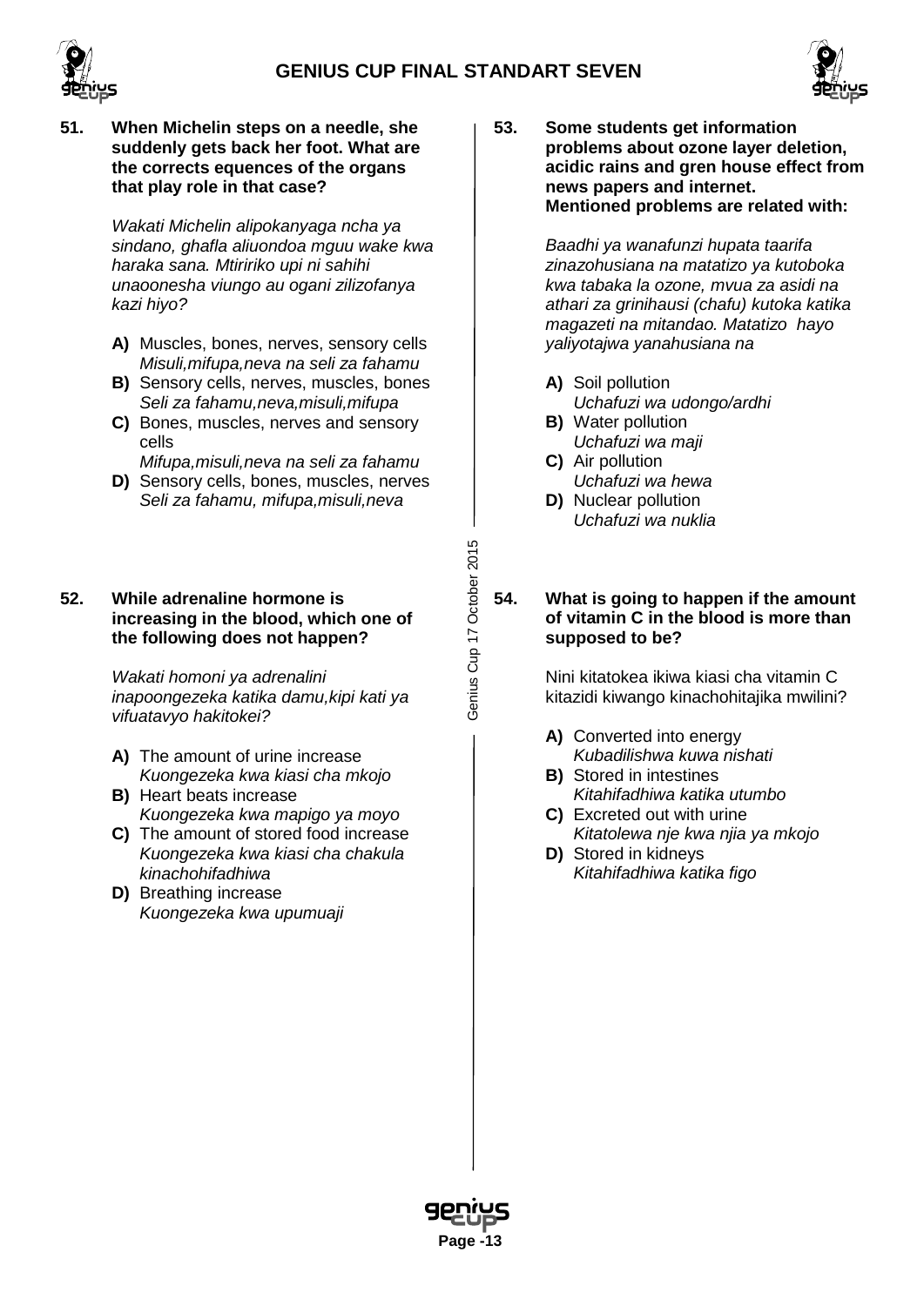**51. When Michelin steps on a needle, she suddenly gets back her foot. What are the corrects equences of the organs that play role in that case?**

*Wakati Michelin alipokanyaga ncha ya sindano, ghafla aliuondoa mguu wake kwa haraka sana. Mtiririko upi ni sahihi unaoonesha viungo au ogani zilizofanya kazi hiyo?*

- **A)** Muscles, bones, nerves, sensory cells
  *Misuli,mifupa,neva na seli za fahamu*
- **B)** Sensory cells, nerves, muscles, bones
  *Seli za fahamu,neva,misuli,mifupa*
- **C)** Bones, muscles, nerves and sensory cells
  *Mifupa,misuli,neva na seli za fahamu*
- **D)** Sensory cells, bones, muscles, nerves
  *Seli za fahamu, mifupa,misuli,neva*

**52. While adrenaline hormone is increasing in the blood, which one of the following does not happen?**

*Wakati homoni ya adrenalini inapoongezeka katika damu,kipi kati ya vifuatavyo hakitokei?*

- **A)** The amount of urine increase
  *Kuongezeka kwa kiasi cha mkojo*
- **B)** Heart beats increase
  *Kuongezeka kwa mapigo ya moyo*
- **C)** The amount of stored food increase
  *Kuongezeka kwa kiasi cha chakula kinachohifadhiwa*
- **D)** Breathing increase
  *Kuongezeka kwa upumuaji*

**53. Some students get information problems about ozone layer deletion, acidic rains and gren house effect from news papers and internet. Mentioned problems are related with:**

*Baadhi ya wanafunzi hupata taarifa zinazohusiana na matatizo ya kutoboka kwa tabaka la ozone, mvua za asidi na athari za grinihausi (chafu) kutoka katika magazeti na mitandao. Matatizo hayo yaliyotajwa yanahusiana na*

- **A)** Soil pollution
  *Uchafuzi wa udongo/ardhi*
- **B)** Water pollution
  *Uchafuzi wa maji*
- **C)** Air pollution
  *Uchafuzi wa hewa*
- **D)** Nuclear pollution
  *Uchafuzi wa nuklia*

**54. What is going to happen if the amount of vitamin C in the blood is more than supposed to be?**

Nini kitatokea ikiwa kiasi cha vitamin C kitazidi kiwango kinachohitajika mwilini?

- **A)** Converted into energy
  *Kubadilishwa kuwa nishati*
- **B)** Stored in intestines
  *Kitahifadhiwa katika utumbo*
- **C)** Excreted out with urine
  *Kitatolewa nje kwa njia ya mkojo*
- **D)** Stored in kidneys
  *Kitahifadhiwa katika figo*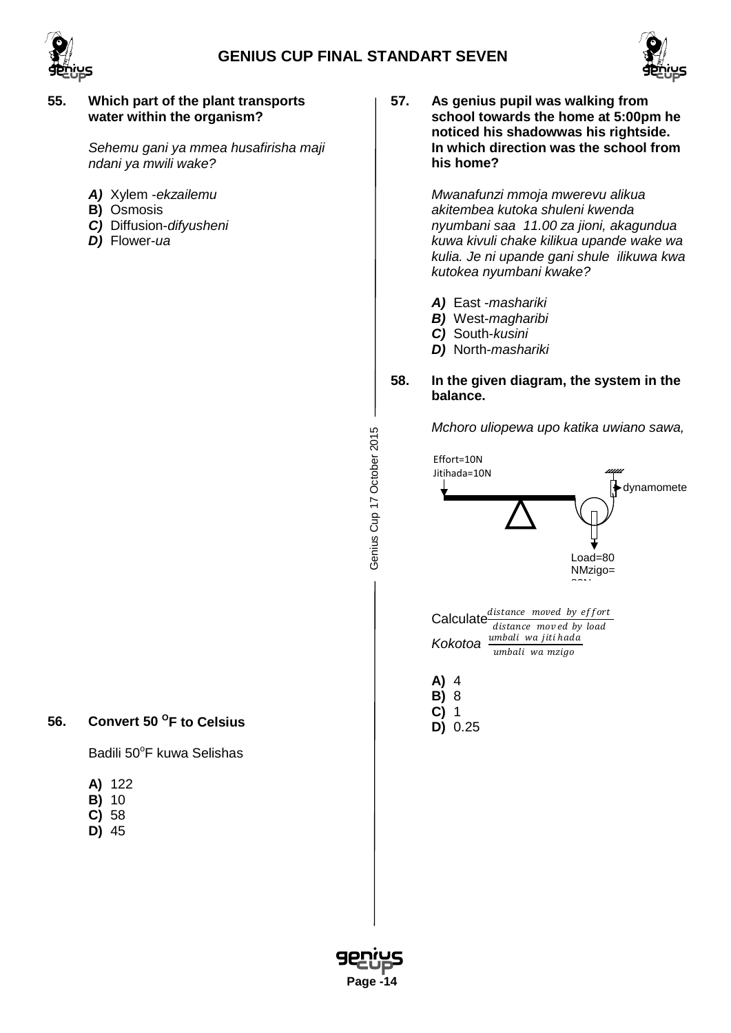**55. Which part of the plant transports water within the organism?**

*Sehemu gani ya mmea husafirisha maji ndani ya mwili wake?*

***A)*** Xylem -*ekzailemu*
**B)** Osmosis
***C)*** Diffusion-*difyusheni*
***D)*** Flower-*ua*

**56. Convert 50 $^{O}$F to Celsius**

Badili 50$^{o}$F kuwa Selishas

**A)** 122
**B)** 10
**C)** 58
**D)** 45

**57. As genius pupil was walking from school towards the home at 5:00pm he noticed his shadowwas his rightside. In which direction was the school from his home?**

*Mwanafunzi mmoja mwerevu alikua akitembea kutoka shuleni kwenda nyumbani saa 11.00 za jioni, akagundua kuwa kivuli chake kilikua upande wake wa kulia. Je ni upande gani shule ilikuwa kwa kutokea nyumbani kwake?*

***A)*** East -*mashariki*
***B)*** West-*magharibi*
***C)*** South-*kusini*
***D)*** North-*mashariki*

**58. In the given diagram, the system in the balance.**

*Mchoro uliopewa upo katika uwiano sawa,*

Effort=10N
Jitihada=10N

dynamomete

Load=80 NMzigo=

Calculate $\frac{distance \ \ moved \ \ by \ \ effort}{distance \ \ moved \ \ by \ \ load}$

*Kokotoa* $\frac{umbali \ \ wa \ \ jitihada}{umbali \ \ wa \ \ mzigo}$

**A)** 4
**B)** 8
**C)** 1
**D)** 0.25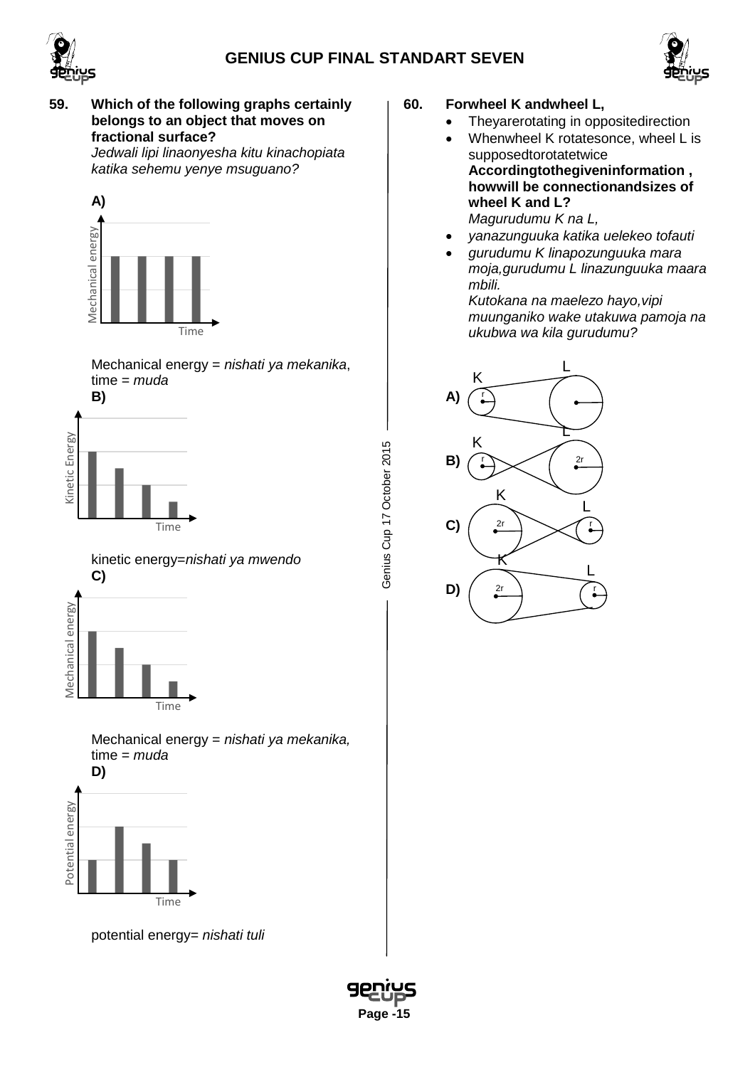**59. Which of the following graphs certainly belongs to an object that moves on fractional surface?**
*Jedwali lipi linaonyesha kitu kinachopiata katika sehemu yenye msuguano?*

**A)**

Mechanical energy = *nishati ya mekanika*, time = *muda*

**B)**

kinetic energy=*nishati ya mwendo*

**C)**

Mechanical energy = *nishati ya mekanika,* time = *muda*

**D)**

potential energy= *nishati tuli*

**60. Forwheel K andwheel L,**

- Theyarerotating in oppositedirection
- Whenwheel K rotatesonce, wheel L is supposedtorotatetwice

**Accordingtothegiveninformation , howwill be connectionandsizes of wheel K and L?**

*Magurudumu K na L,*

- *yanazunguuka katika uelekeo tofauti*
- *gurudumu K linapozunguuka mara moja,gurudumu L linazunguuka maara mbili.*

*Kutokana na maelezo hayo,vipi muunganiko wake utakuwa pamoja na ukubwa wa kila gurudumu?*

**A)**

**B)**

**C)**

**D)**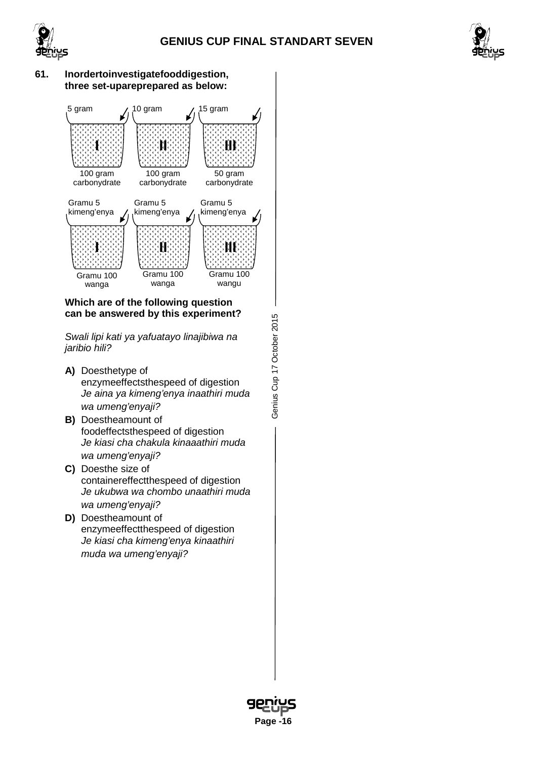**61. Inordertoinvestigatefooddigestion, three set-upareprepared as below:**

5 gram
10 gram
15 gram
I
II
III
100 gram carbonydrate
100 gram carbonydrate
50 gram carbonydrate

Gramu 5 kimeng'enya
Gramu 5 kimeng'enya
Gramu 5 kimeng'enya
I
II
III
Gramu 100 wanga
Gramu 100 wanga
Gramu 100 wangu

**Which are of the following question can be answered by this experiment?**

*Swali lipi kati ya yafuatayo linajibiwa na jaribio hili?*

**A)** Doesthetype of enzymeeffectsthespeed of digestion
*Je aina ya kimeng'enya inaathiri muda wa umeng'enyaji?*

**B)** Doestheamount of foodeffectsthespeed of digestion
*Je kiasi cha chakula kinaaathiri muda wa umeng'enyaji?*

**C)** Doesthe size of containereffectthespeed of digestion
*Je ukubwa wa chombo unaathiri muda wa umeng'enyaji?*

**D)** Doestheamount of enzymeeffectthespeed of digestion
*Je kiasi cha kimeng'enya kinaathiri muda wa umeng'enyaji?*